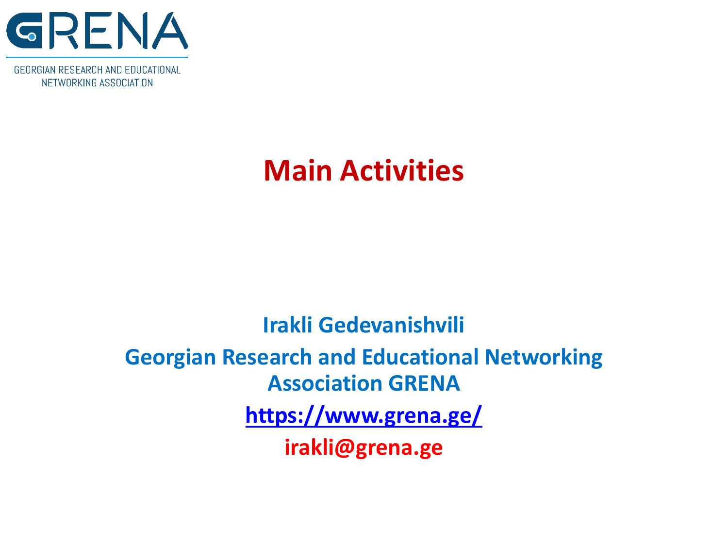GRENA

GEORGIAN RESEARCH AND EDUCATIONAL NETWORKING ASSOCIATION

# Main Activities

**Irakli Gedevanishvili**

**Georgian Research and Educational Networking Association GRENA**

**https://www.grena.ge/**

**irakli@grena.ge**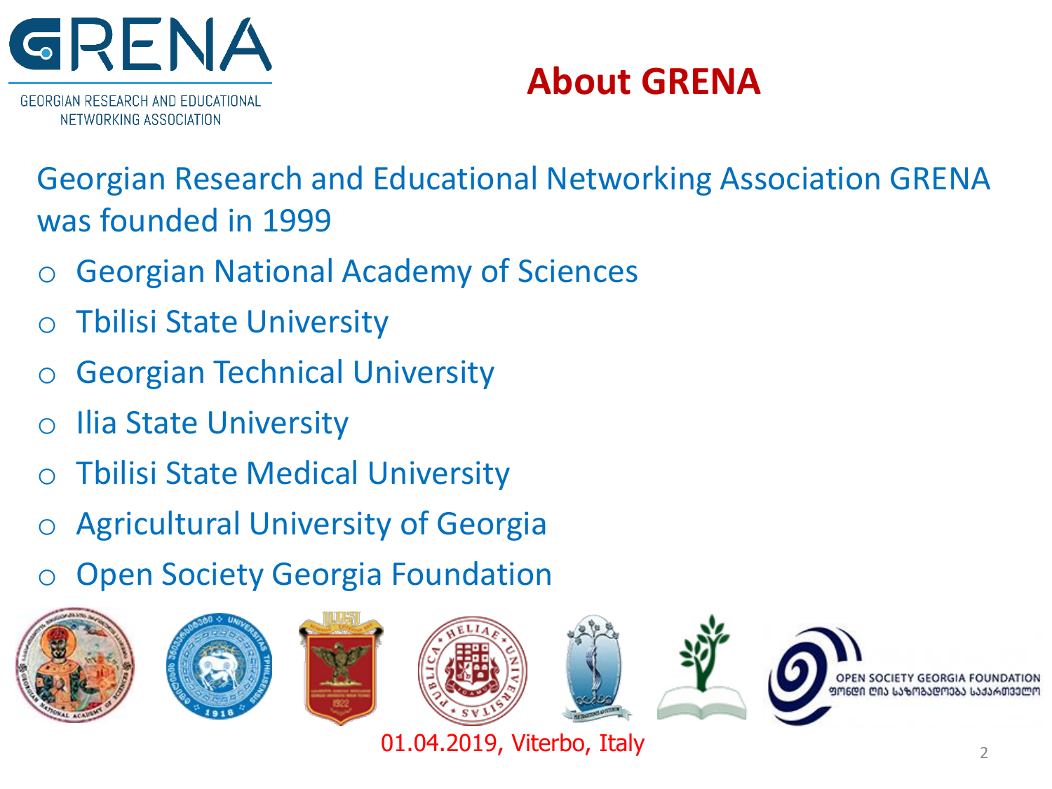# About GRENA

Georgian Research and Educational Networking Association GRENA was founded in 1999

- Georgian National Academy of Sciences
- Tbilisi State University
- Georgian Technical University
- Ilia State University
- Tbilisi State Medical University
- Agricultural University of Georgia
- Open Society Georgia Foundation

01.04.2019, Viterbo, Italy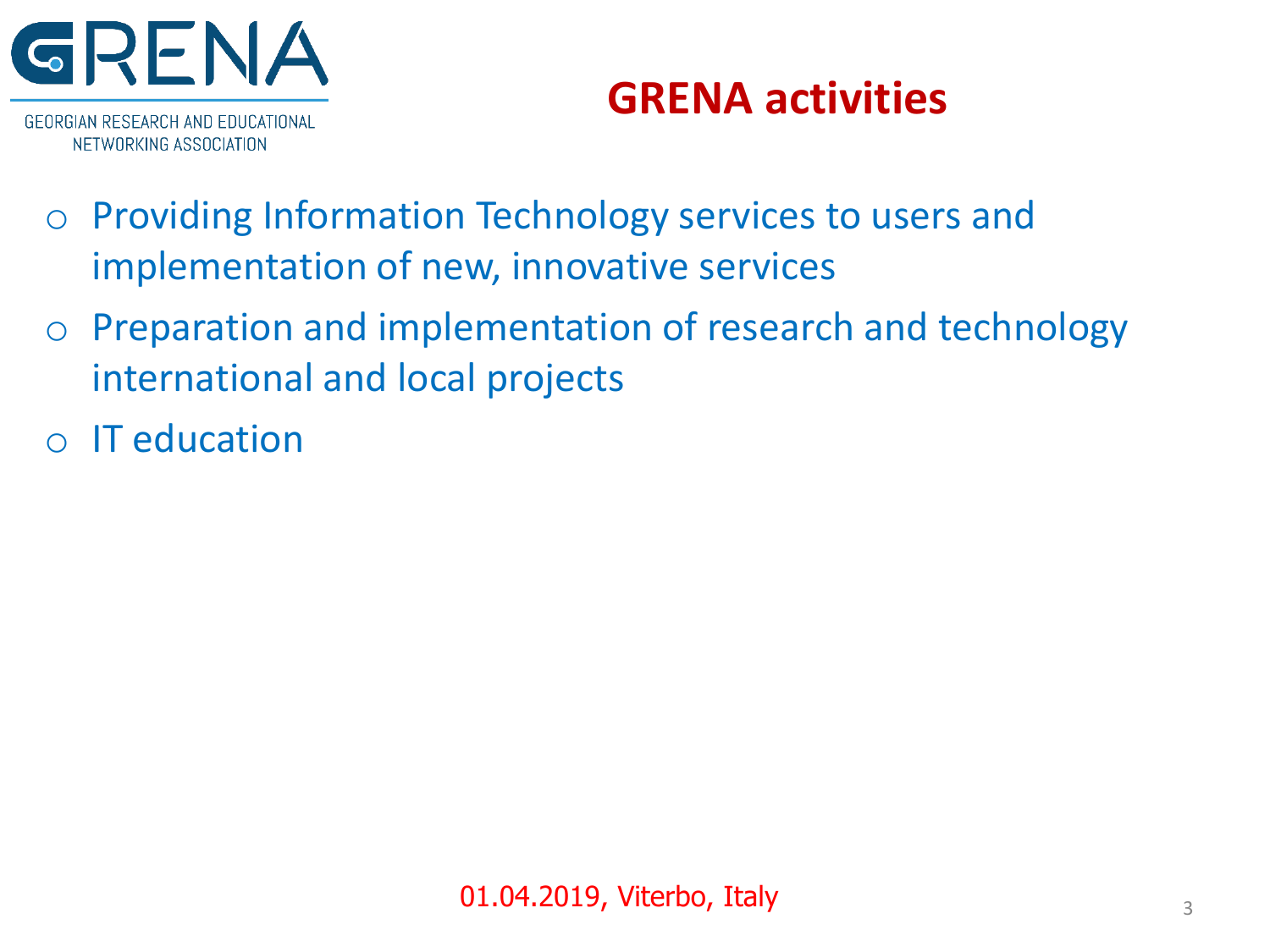# GRENA activities

- Providing Information Technology services to users and implementation of new, innovative services
- Preparation and implementation of research and technology international and local projects
- IT education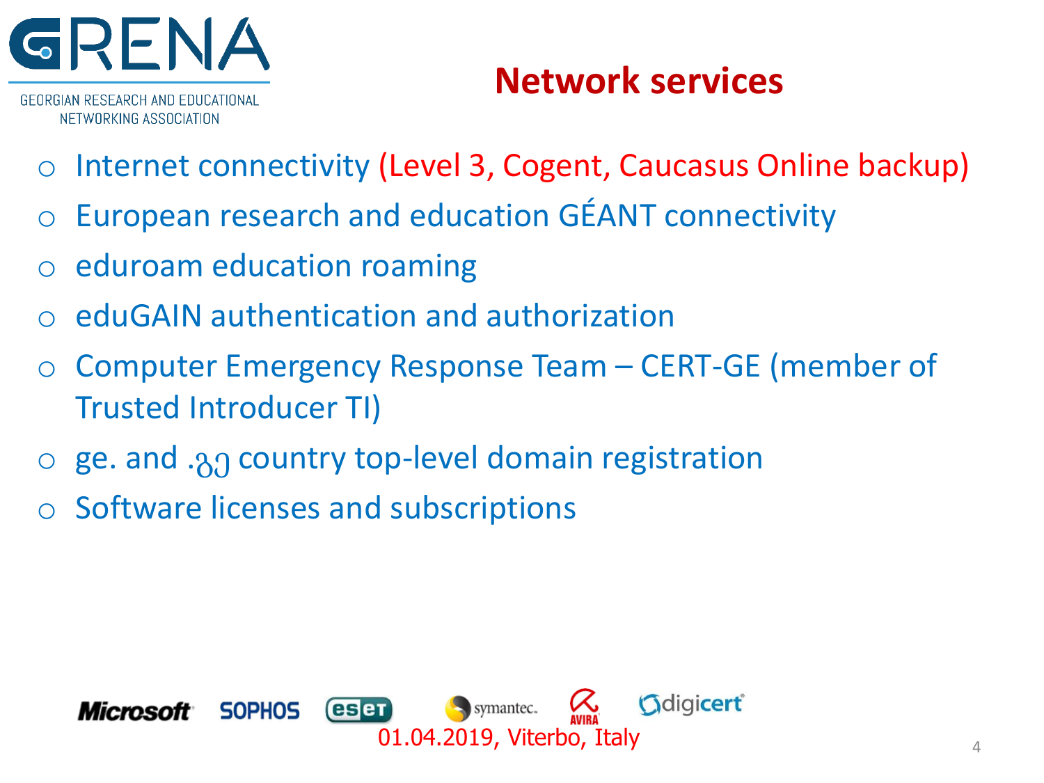## Network services

- Internet connectivity (Level 3, Cogent, Caucasus Online backup)
- European research and education GÉANT connectivity
- eduroam education roaming
- eduGAIN authentication and authorization
- Computer Emergency Response Team – CERT-GE (member of Trusted Introducer TI)
- ge. and .გე country top-level domain registration
- Software licenses and subscriptions

Microsoft SOPHOS eset symantec. AVIRA digicert

01.04.2019, Viterbo, Italy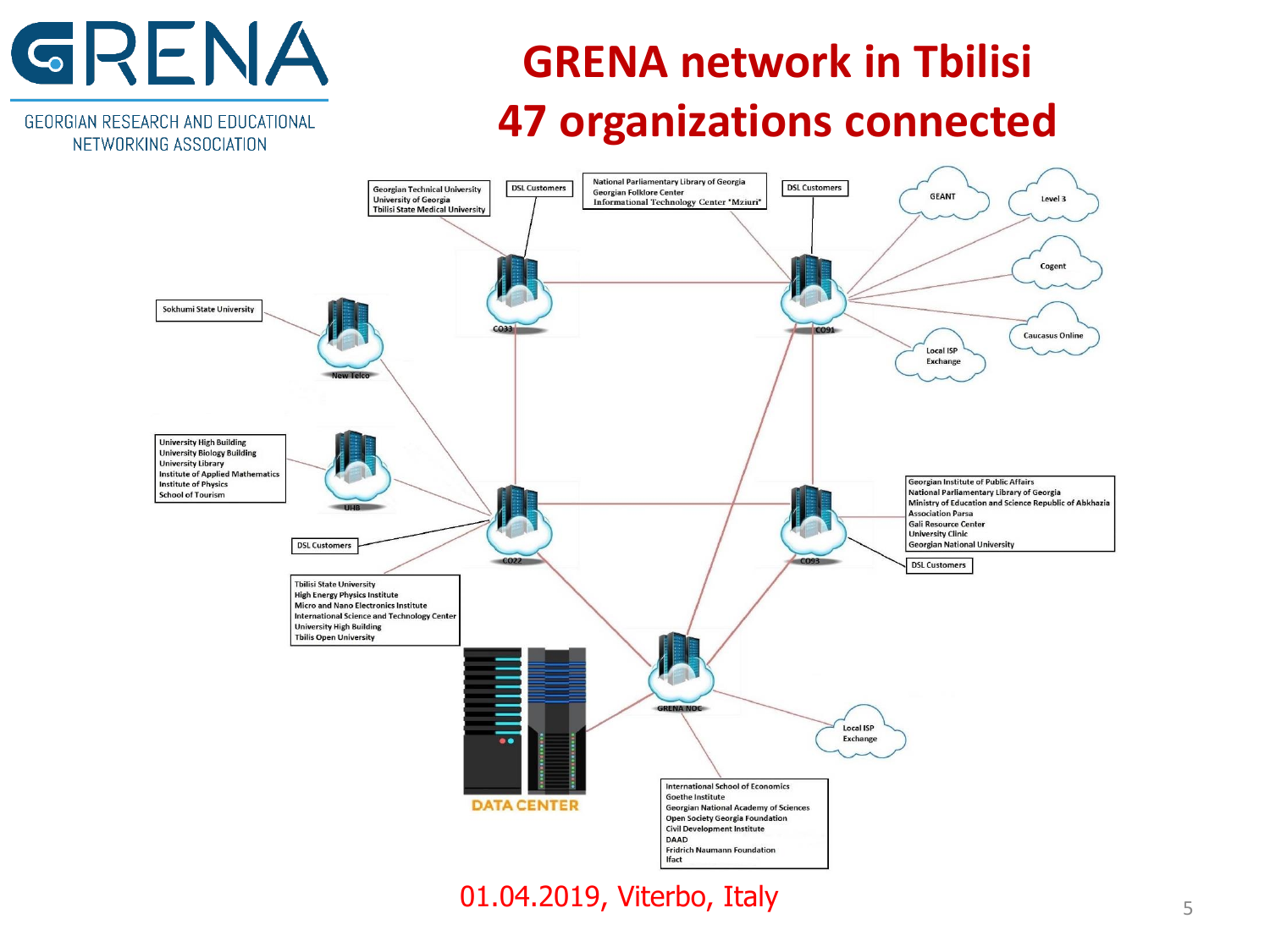# GRENA network in Tbilisi

## 47 organizations connected

Georgian Technical University
University of Georgia
Tbilisi State Medical University

DSL Customers

National Parliamentary Library of Georgia
Georgian Folklore Center
Informational Technology Center "Mziuri"

DSL Customers

GEANT

Level 3

Cogent

Caucasus Online

Local ISP Exchange

CO33

CO91

Sokhumi State University

New Telco

University High Building
University Biology Building
University Library
Institute of Applied Mathematics
Institute of Physics
School of Tourism

UHB

DSL Customers

CO22

Tbilisi State University
High Energy Physics Institute
Micro and Nano Electronics Institute
International Science and Technology Center
University High Building
Tbilisi Open University

CO93

Georgian Institute of Public Affairs
National Parliamentary Library of Georgia
Ministry of Education and Science Republic of Abkhazia
Association Parsa
Gali Resource Center
University Clinic
Georgian National University

DSL Customers

GRENA NOC

DATA CENTER

Local ISP Exchange

International School of Economics
Goethe Institute
Georgian National Academy of Sciences
Open Society Georgia Foundation
Civil Development Institute
DAAD
Fridrich Naumann Foundation
Ifact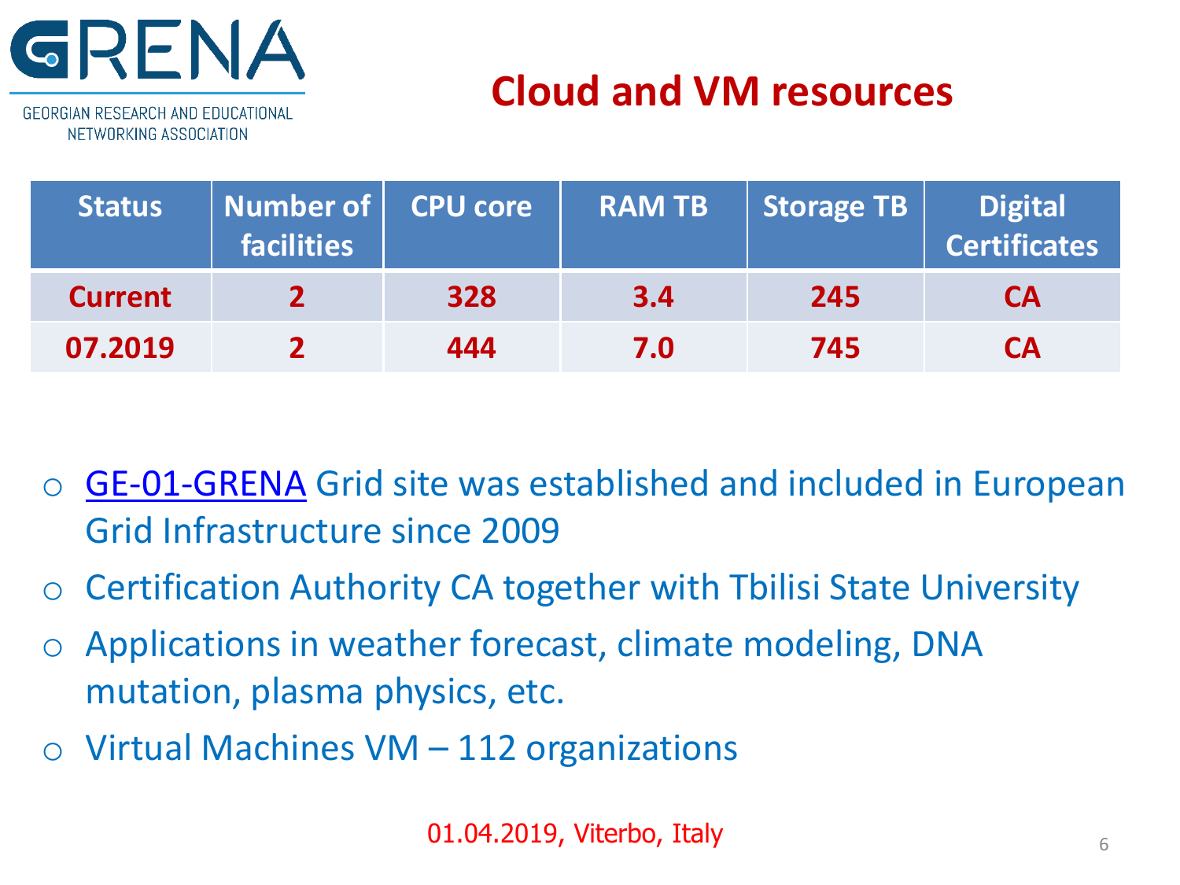GRENA

GEORGIAN RESEARCH AND EDUCATIONAL NETWORKING ASSOCIATION

# Cloud and VM resources

| Status | Number of facilities | CPU core | RAM TB | Storage TB | Digital Certificates |
| --- | --- | --- | --- | --- | --- |
| Current | 2 | 328 | 3.4 | 245 | CA |
| 07.2019 | 2 | 444 | 7.0 | 745 | CA |

- GE-01-GRENA Grid site was established and included in European Grid Infrastructure since 2009
- Certification Authority CA together with Tbilisi State University
- Applications in weather forecast, climate modeling, DNA mutation, plasma physics, etc.
- Virtual Machines VM – 112 organizations

01.04.2019, Viterbo, Italy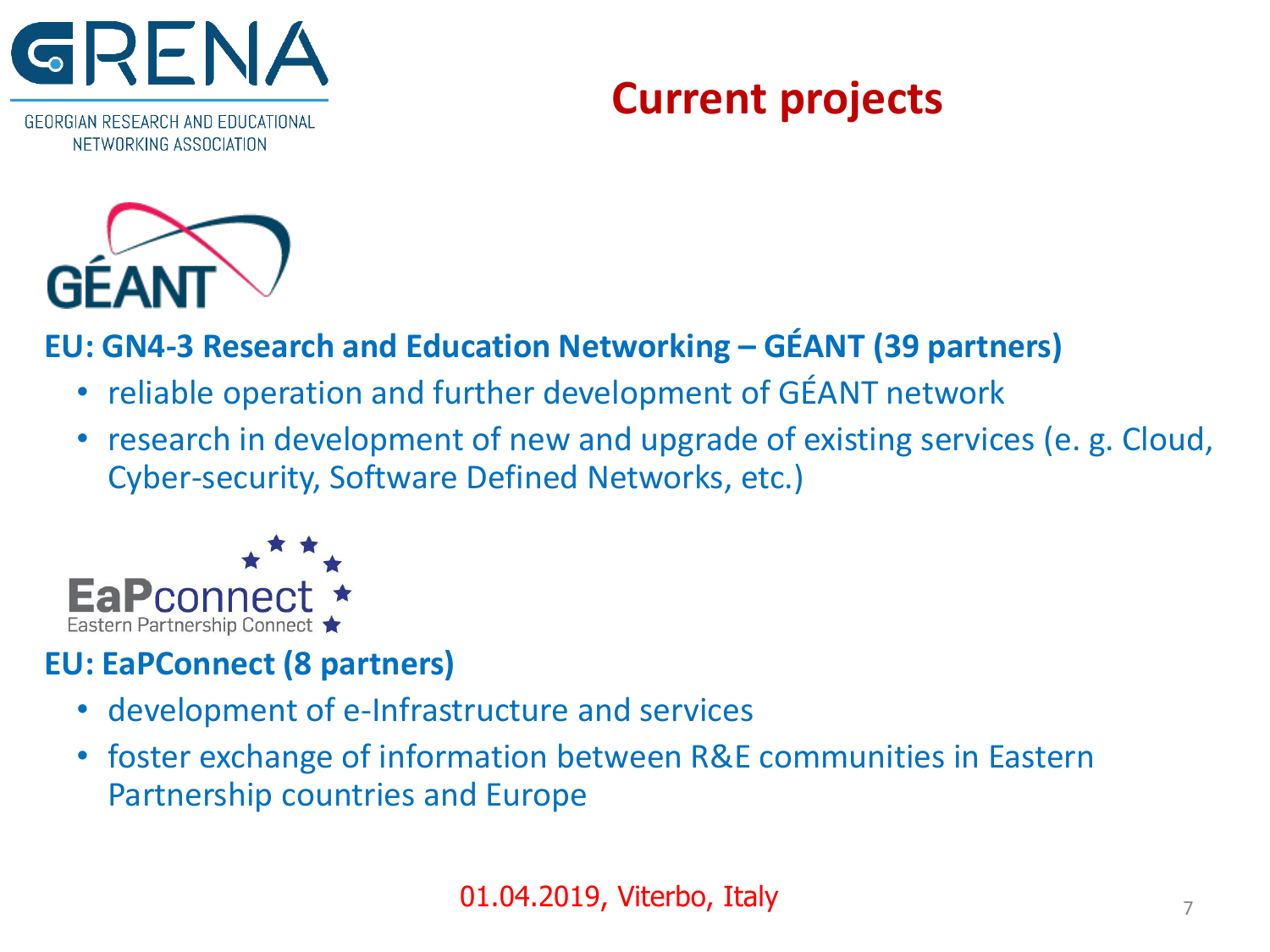# Current projects

## EU: GN4-3 Research and Education Networking – GÉANT (39 partners)

- reliable operation and further development of GÉANT network
- research in development of new and upgrade of existing services (e. g. Cloud, Cyber-security, Software Defined Networks, etc.)

## EU: EaPConnect (8 partners)

- development of e-Infrastructure and services
- foster exchange of information between R&E communities in Eastern Partnership countries and Europe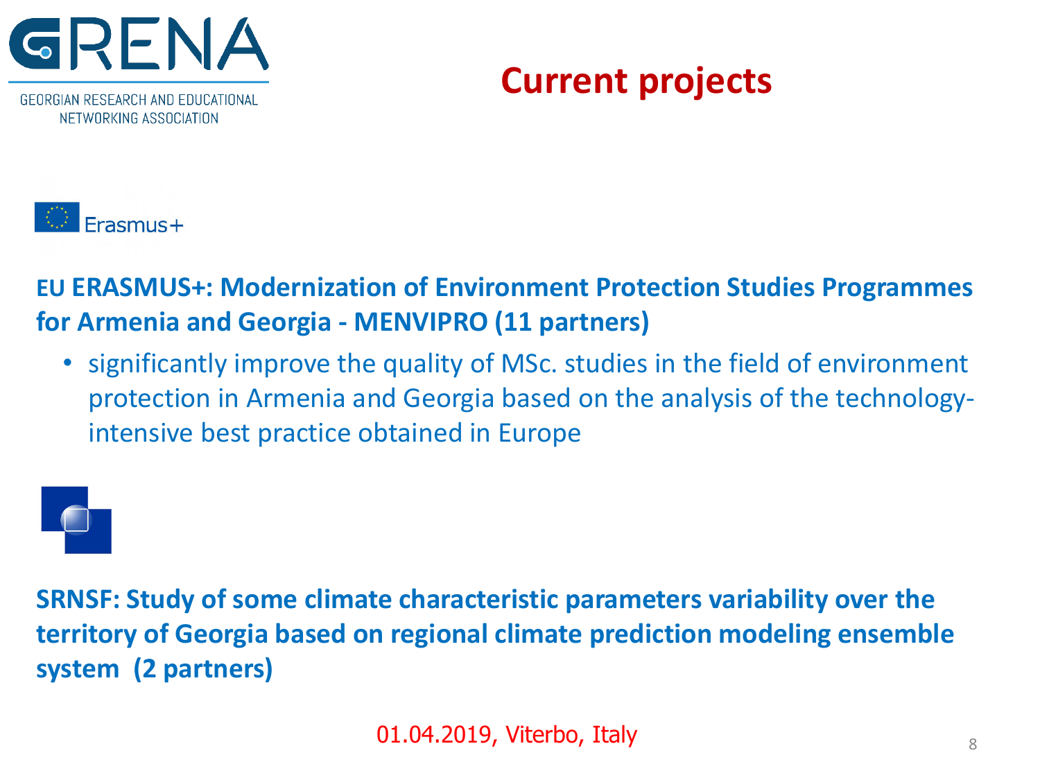# Current projects

**EU ERASMUS+: Modernization of Environment Protection Studies Programmes for Armenia and Georgia - MENVIPRO (11 partners)**

- significantly improve the quality of MSc. studies in the field of environment protection in Armenia and Georgia based on the analysis of the technology-intensive best practice obtained in Europe

**SRNSF: Study of some climate characteristic parameters variability over the territory of Georgia based on regional climate prediction modeling ensemble system (2 partners)**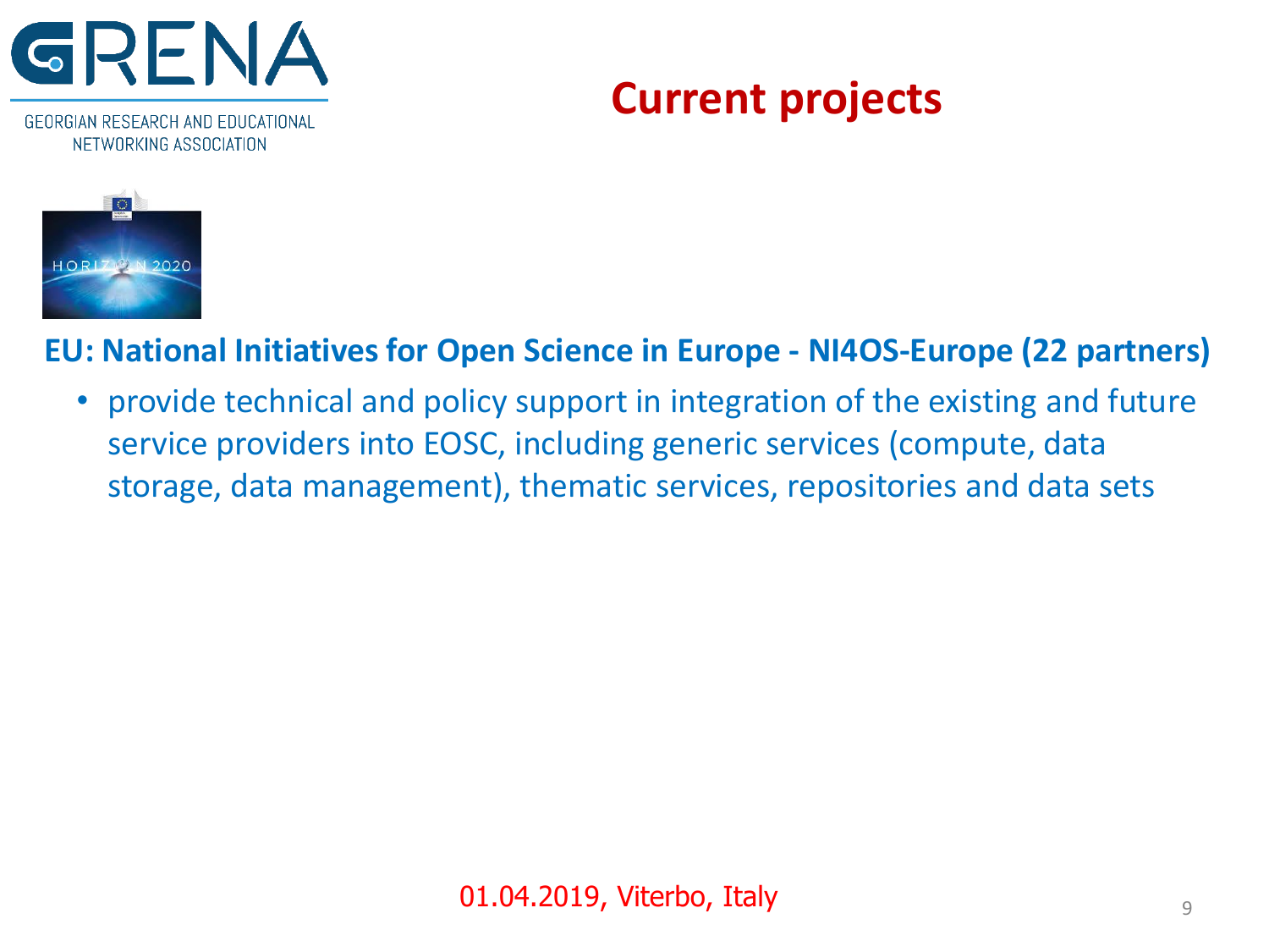# Current projects

**EU: National Initiatives for Open Science in Europe - NI4OS-Europe (22 partners)**

- provide technical and policy support in integration of the existing and future service providers into EOSC, including generic services (compute, data storage, data management), thematic services, repositories and data sets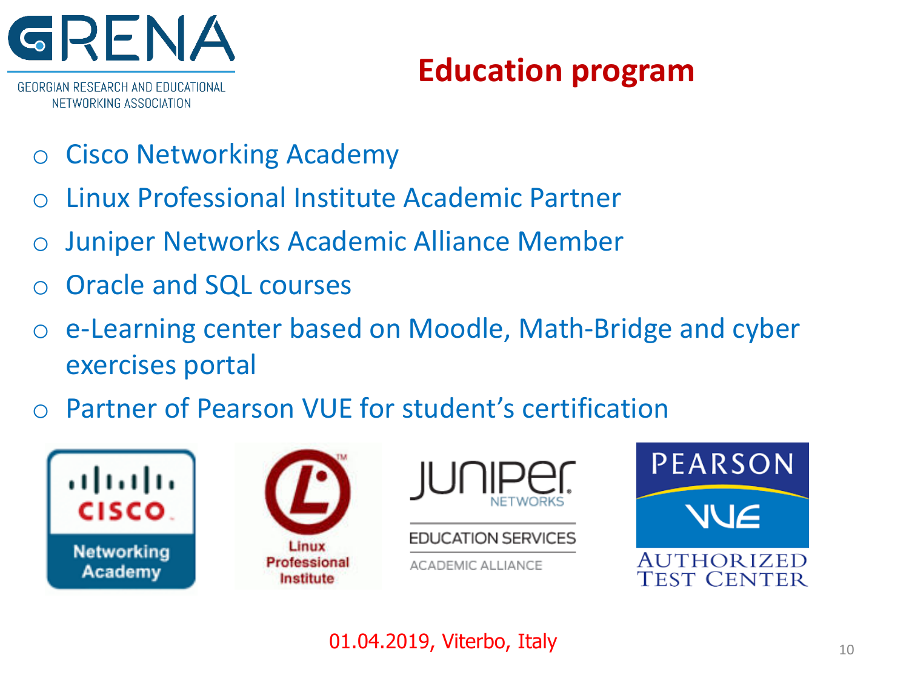GRENA

GEORGIAN RESEARCH AND EDUCATIONAL NETWORKING ASSOCIATION

# Education program

- Cisco Networking Academy
- Linux Professional Institute Academic Partner
- Juniper Networks Academic Alliance Member
- Oracle and SQL courses
- e-Learning center based on Moodle, Math-Bridge and cyber exercises portal
- Partner of Pearson VUE for student's certification

01.04.2019, Viterbo, Italy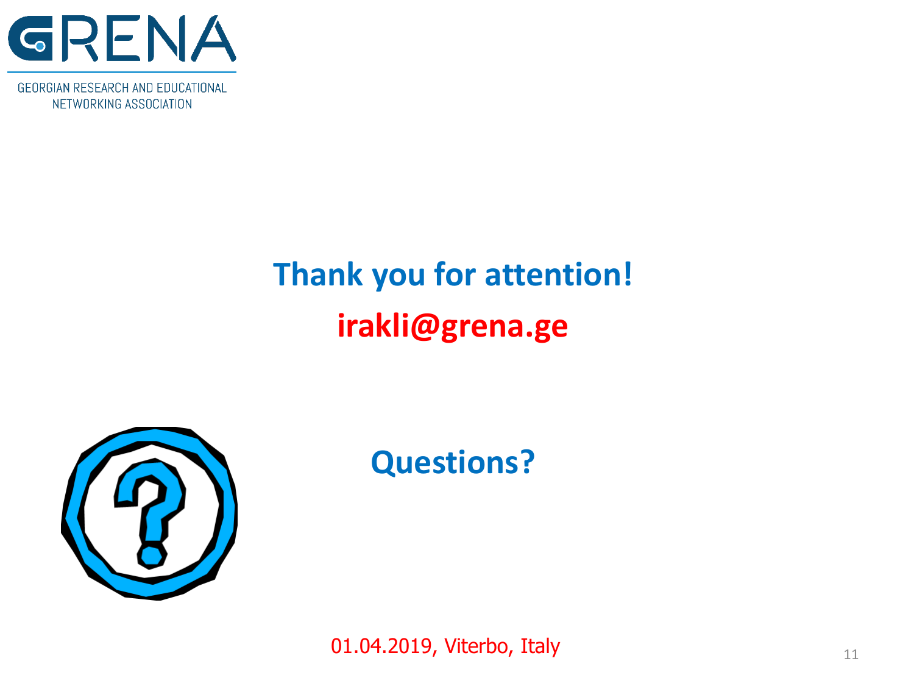GRENA

GEORGIAN RESEARCH AND EDUCATIONAL NETWORKING ASSOCIATION

# Thank you for attention!

**irakli@grena.ge**

## Questions?

01.04.2019, Viterbo, Italy